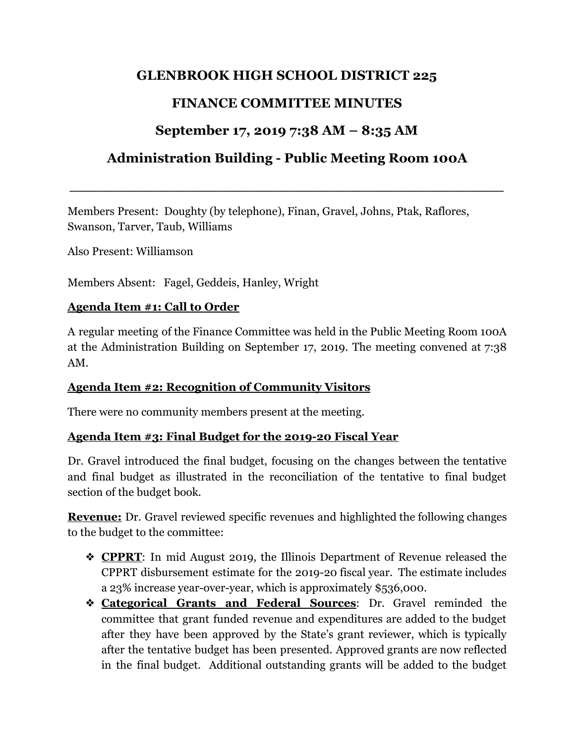# GLENBROOK HIGH SCHOOL DISTRICT 225

## FINANCE COMMITTEE MINUTES

## September 17, 2019 7:38 AM – 8:35 AM

## Administration Building - Public Meeting Room 100A

---

Members Present: Doughty (by telephone), Finan, Gravel, Johns, Ptak, Raflores, Swanson, Tarver, Taub, Williams

Also Present: Williamson

Members Absent: Fagel, Geddeis, Hanley, Wright

**Agenda Item #1: Call to Order**

A regular meeting of the Finance Committee was held in the Public Meeting Room 100A at the Administration Building on September 17, 2019. The meeting convened at 7:38 AM.

**Agenda Item #2: Recognition of Community Visitors**

There were no community members present at the meeting.

**Agenda Item #3: Final Budget for the 2019-20 Fiscal Year**

Dr. Gravel introduced the final budget, focusing on the changes between the tentative and final budget as illustrated in the reconciliation of the tentative to final budget section of the budget book.

**Revenue:** Dr. Gravel reviewed specific revenues and highlighted the following changes to the budget to the committee:

- **CPPRT**: In mid August 2019, the Illinois Department of Revenue released the CPPRT disbursement estimate for the 2019-20 fiscal year. The estimate includes a 23% increase year-over-year, which is approximately $536,000.
- **Categorical Grants and Federal Sources**: Dr. Gravel reminded the committee that grant funded revenue and expenditures are added to the budget after they have been approved by the State's grant reviewer, which is typically after the tentative budget has been presented. Approved grants are now reflected in the final budget. Additional outstanding grants will be added to the budget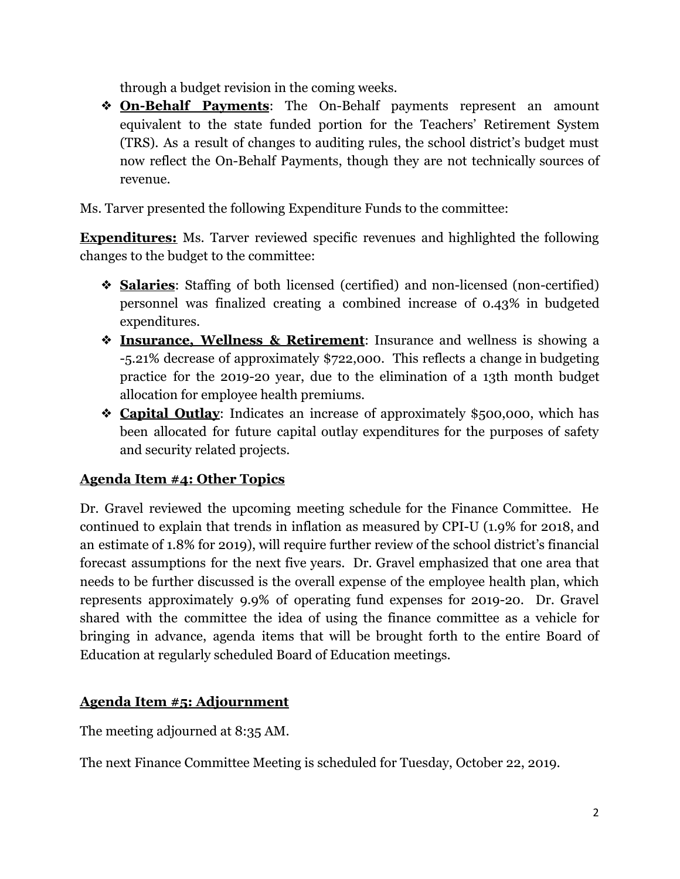through a budget revision in the coming weeks.

- **On-Behalf Payments**: The On-Behalf payments represent an amount equivalent to the state funded portion for the Teachers' Retirement System (TRS). As a result of changes to auditing rules, the school district's budget must now reflect the On-Behalf Payments, though they are not technically sources of revenue.

Ms. Tarver presented the following Expenditure Funds to the committee:

**Expenditures:** Ms. Tarver reviewed specific revenues and highlighted the following changes to the budget to the committee:

- **Salaries**: Staffing of both licensed (certified) and non-licensed (non-certified) personnel was finalized creating a combined increase of 0.43% in budgeted expenditures.
- **Insurance, Wellness & Retirement**: Insurance and wellness is showing a -5.21% decrease of approximately $722,000. This reflects a change in budgeting practice for the 2019-20 year, due to the elimination of a 13th month budget allocation for employee health premiums.
- **Capital Outlay**: Indicates an increase of approximately $500,000, which has been allocated for future capital outlay expenditures for the purposes of safety and security related projects.

## Agenda Item #4: Other Topics

Dr. Gravel reviewed the upcoming meeting schedule for the Finance Committee. He continued to explain that trends in inflation as measured by CPI-U (1.9% for 2018, and an estimate of 1.8% for 2019), will require further review of the school district's financial forecast assumptions for the next five years. Dr. Gravel emphasized that one area that needs to be further discussed is the overall expense of the employee health plan, which represents approximately 9.9% of operating fund expenses for 2019-20. Dr. Gravel shared with the committee the idea of using the finance committee as a vehicle for bringing in advance, agenda items that will be brought forth to the entire Board of Education at regularly scheduled Board of Education meetings.

## Agenda Item #5: Adjournment

The meeting adjourned at 8:35 AM.

The next Finance Committee Meeting is scheduled for Tuesday, October 22, 2019.